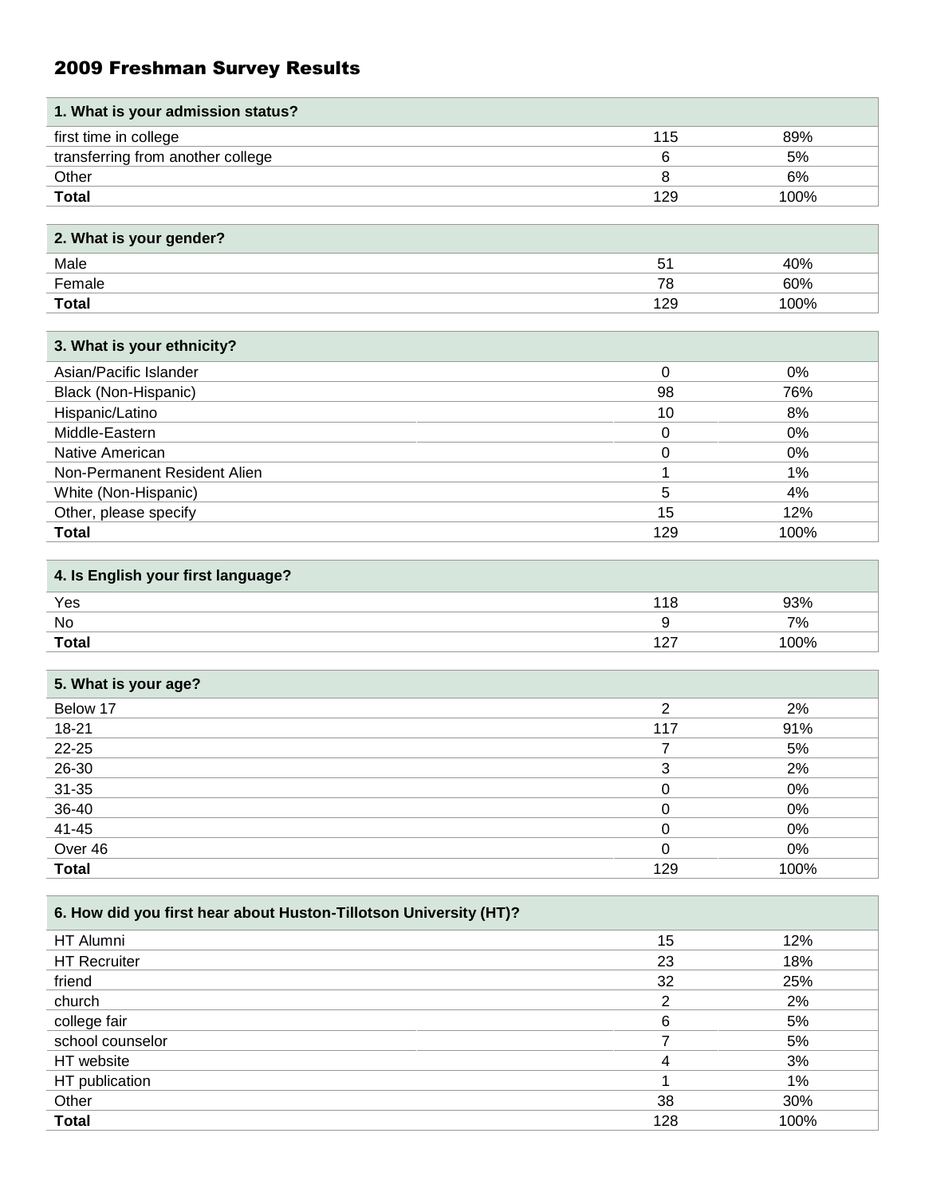## 2009 Freshman Survey Results

| 1. What is your admission status? | | |
|---|---|---|
| first time in college | 115 | 89% |
| transferring from another college | 6 | 5% |
| Other | 8 | 6% |
| **Total** | 129 | 100% |

| 2. What is your gender? | | |
|---|---|---|
| Male | 51 | 40% |
| Female | 78 | 60% |
| **Total** | 129 | 100% |

| 3. What is your ethnicity? | | |
|---|---|---|
| Asian/Pacific Islander | 0 | 0% |
| Black (Non-Hispanic) | 98 | 76% |
| Hispanic/Latino | 10 | 8% |
| Middle-Eastern | 0 | 0% |
| Native American | 0 | 0% |
| Non-Permanent Resident Alien | 1 | 1% |
| White (Non-Hispanic) | 5 | 4% |
| Other, please specify | 15 | 12% |
| **Total** | 129 | 100% |

| 4. Is English your first language? | | |
|---|---|---|
| Yes | 118 | 93% |
| No | 9 | 7% |
| **Total** | 127 | 100% |

| 5. What is your age? | | |
|---|---|---|
| Below 17 | 2 | 2% |
| 18-21 | 117 | 91% |
| 22-25 | 7 | 5% |
| 26-30 | 3 | 2% |
| 31-35 | 0 | 0% |
| 36-40 | 0 | 0% |
| 41-45 | 0 | 0% |
| Over 46 | 0 | 0% |
| **Total** | 129 | 100% |

| 6. How did you first hear about Huston-Tillotson University (HT)? | | |
|---|---|---|
| HT Alumni | 15 | 12% |
| HT Recruiter | 23 | 18% |
| friend | 32 | 25% |
| church | 2 | 2% |
| college fair | 6 | 5% |
| school counselor | 7 | 5% |
| HT website | 4 | 3% |
| HT publication | 1 | 1% |
| Other | 38 | 30% |
| **Total** | 128 | 100% |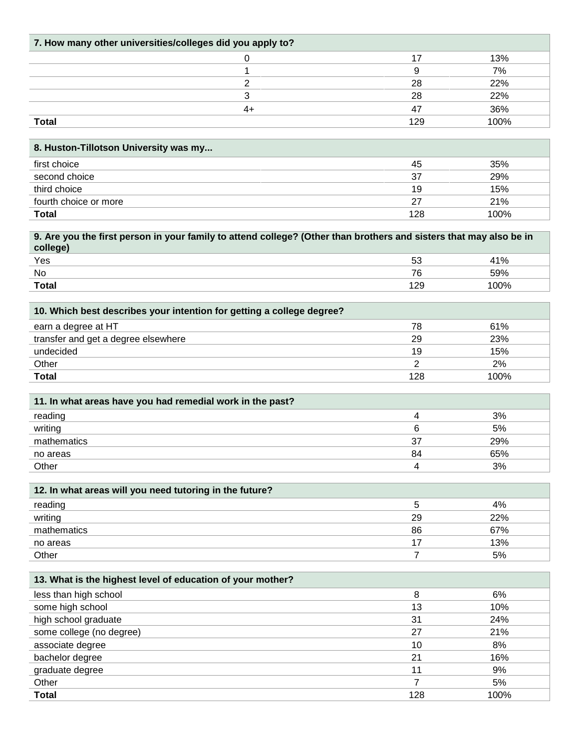| 7. How many other universities/colleges did you apply to? | | |
|---|---|---|
| 0 | 17 | 13% |
| 1 | 9 | 7% |
| 2 | 28 | 22% |
| 3 | 28 | 22% |
| 4+ | 47 | 36% |
| **Total** | 129 | 100% |

| 8. Huston-Tillotson University was my... | | |
|---|---|---|
| first choice | 45 | 35% |
| second choice | 37 | 29% |
| third choice | 19 | 15% |
| fourth choice or more | 27 | 21% |
| **Total** | 128 | 100% |

| 9. Are you the first person in your family to attend college? (Other than brothers and sisters that may also be in college) | | |
|---|---|---|
| Yes | 53 | 41% |
| No | 76 | 59% |
| **Total** | 129 | 100% |

| 10. Which best describes your intention for getting a college degree? | | |
|---|---|---|
| earn a degree at HT | 78 | 61% |
| transfer and get a degree elsewhere | 29 | 23% |
| undecided | 19 | 15% |
| Other | 2 | 2% |
| **Total** | 128 | 100% |

| 11. In what areas have you had remedial work in the past? | | |
|---|---|---|
| reading | 4 | 3% |
| writing | 6 | 5% |
| mathematics | 37 | 29% |
| no areas | 84 | 65% |
| Other | 4 | 3% |

| 12. In what areas will you need tutoring in the future? | | |
|---|---|---|
| reading | 5 | 4% |
| writing | 29 | 22% |
| mathematics | 86 | 67% |
| no areas | 17 | 13% |
| Other | 7 | 5% |

| 13. What is the highest level of education of your mother? | | |
|---|---|---|
| less than high school | 8 | 6% |
| some high school | 13 | 10% |
| high school graduate | 31 | 24% |
| some college (no degree) | 27 | 21% |
| associate degree | 10 | 8% |
| bachelor degree | 21 | 16% |
| graduate degree | 11 | 9% |
| Other | 7 | 5% |
| **Total** | 128 | 100% |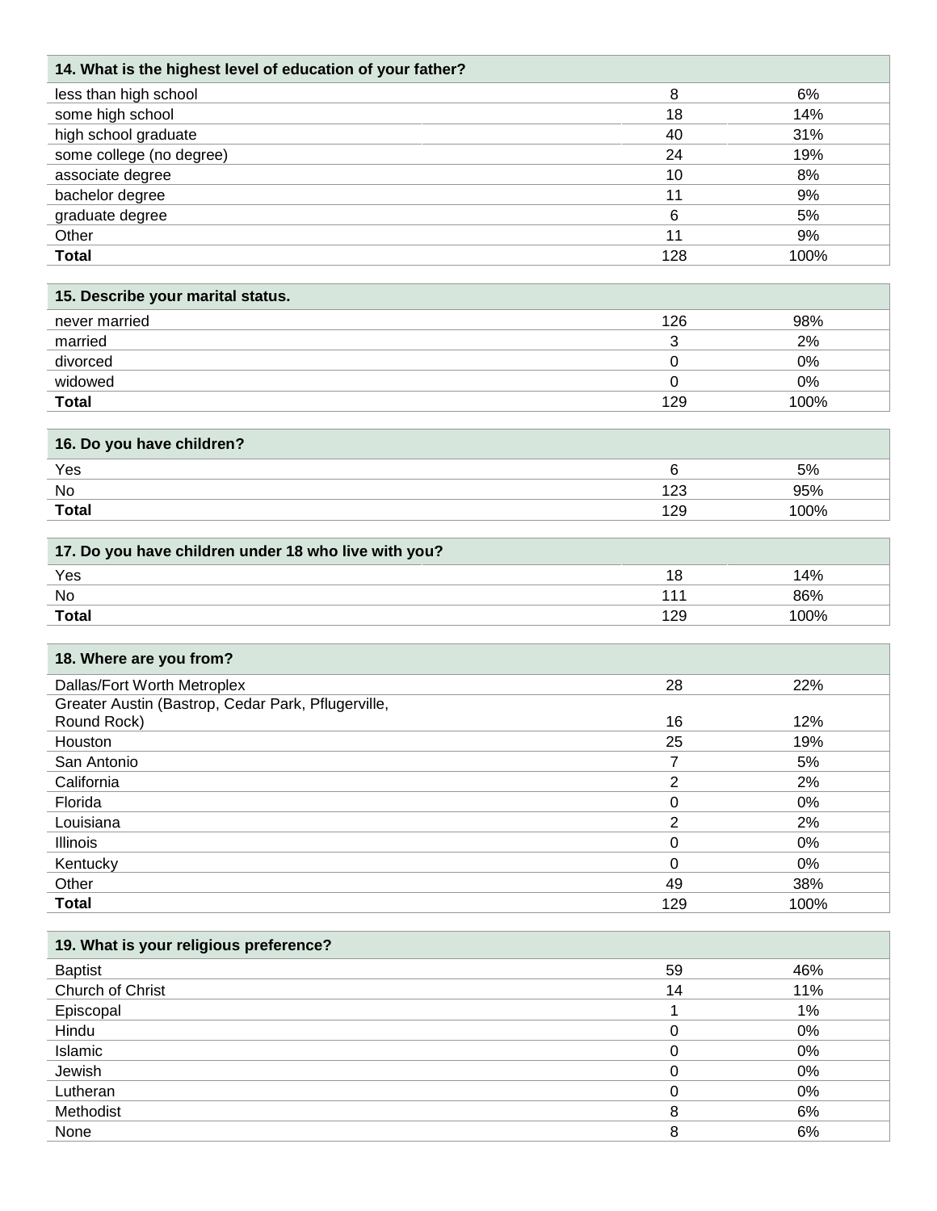| 14. What is the highest level of education of your father? | | |
|---|---|---|
| less than high school | 8 | 6% |
| some high school | 18 | 14% |
| high school graduate | 40 | 31% |
| some college (no degree) | 24 | 19% |
| associate degree | 10 | 8% |
| bachelor degree | 11 | 9% |
| graduate degree | 6 | 5% |
| Other | 11 | 9% |
| **Total** | 128 | 100% |

| 15. Describe your marital status. | | |
|---|---|---|
| never married | 126 | 98% |
| married | 3 | 2% |
| divorced | 0 | 0% |
| widowed | 0 | 0% |
| **Total** | 129 | 100% |

| 16. Do you have children? | | |
|---|---|---|
| Yes | 6 | 5% |
| No | 123 | 95% |
| **Total** | 129 | 100% |

| 17. Do you have children under 18 who live with you? | | |
|---|---|---|
| Yes | 18 | 14% |
| No | 111 | 86% |
| **Total** | 129 | 100% |

| 18. Where are you from? | | |
|---|---|---|
| Dallas/Fort Worth Metroplex | 28 | 22% |
| Greater Austin (Bastrop, Cedar Park, Pflugerville, Round Rock) | 16 | 12% |
| Houston | 25 | 19% |
| San Antonio | 7 | 5% |
| California | 2 | 2% |
| Florida | 0 | 0% |
| Louisiana | 2 | 2% |
| Illinois | 0 | 0% |
| Kentucky | 0 | 0% |
| Other | 49 | 38% |
| **Total** | 129 | 100% |

| 19. What is your religious preference? | | |
|---|---|---|
| Baptist | 59 | 46% |
| Church of Christ | 14 | 11% |
| Episcopal | 1 | 1% |
| Hindu | 0 | 0% |
| Islamic | 0 | 0% |
| Jewish | 0 | 0% |
| Lutheran | 0 | 0% |
| Methodist | 8 | 6% |
| None | 8 | 6% |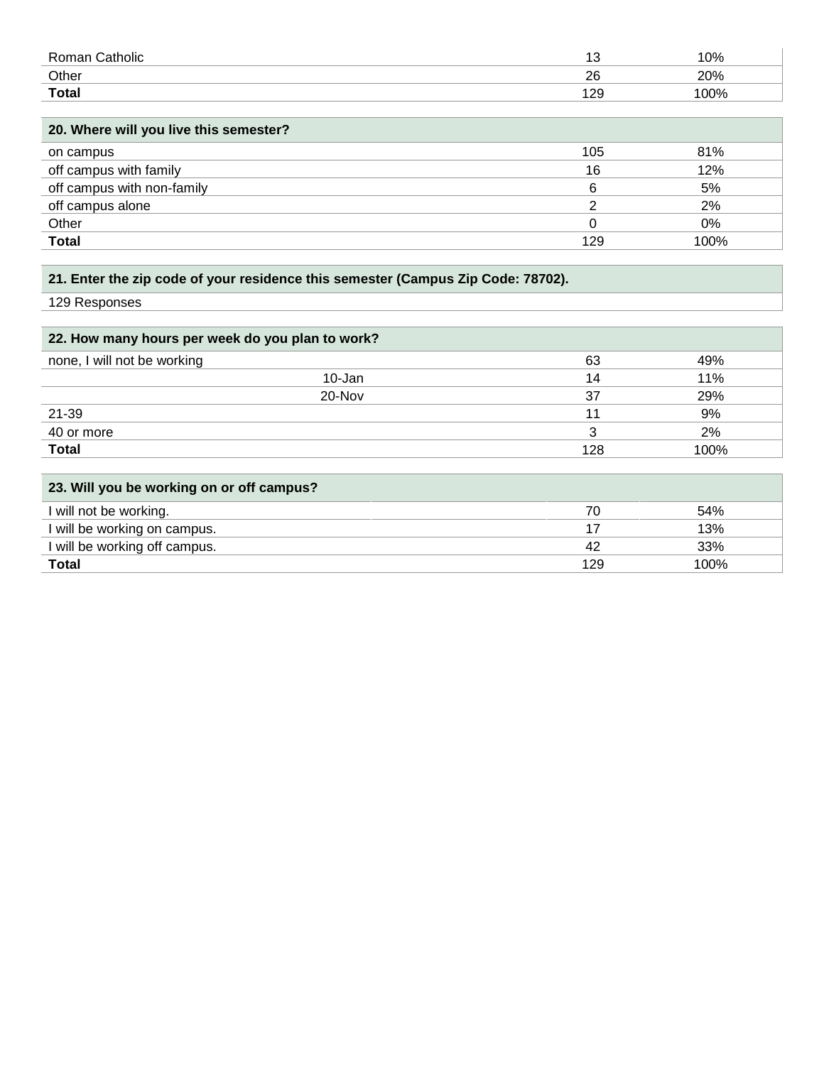| | | |
|---|---|---|
| Roman Catholic | 13 | 10% |
| Other | 26 | 20% |
| **Total** | 129 | 100% |

| **20. Where will you live this semester?** | | |
|---|---|---|
| on campus | 105 | 81% |
| off campus with family | 16 | 12% |
| off campus with non-family | 6 | 5% |
| off campus alone | 2 | 2% |
| Other | 0 | 0% |
| **Total** | 129 | 100% |

| **21. Enter the zip code of your residence this semester (Campus Zip Code: 78702).** |
|---|
| 129 Responses |

| **22. How many hours per week do you plan to work?** | | |
|---|---|---|
| none, I will not be working | 63 | 49% |
| 10-Jan | 14 | 11% |
| 20-Nov | 37 | 29% |
| 21-39 | 11 | 9% |
| 40 or more | 3 | 2% |
| **Total** | 128 | 100% |

| **23. Will you be working on or off campus?** | | |
|---|---|---|
| I will not be working. | 70 | 54% |
| I will be working on campus. | 17 | 13% |
| I will be working off campus. | 42 | 33% |
| **Total** | 129 | 100% |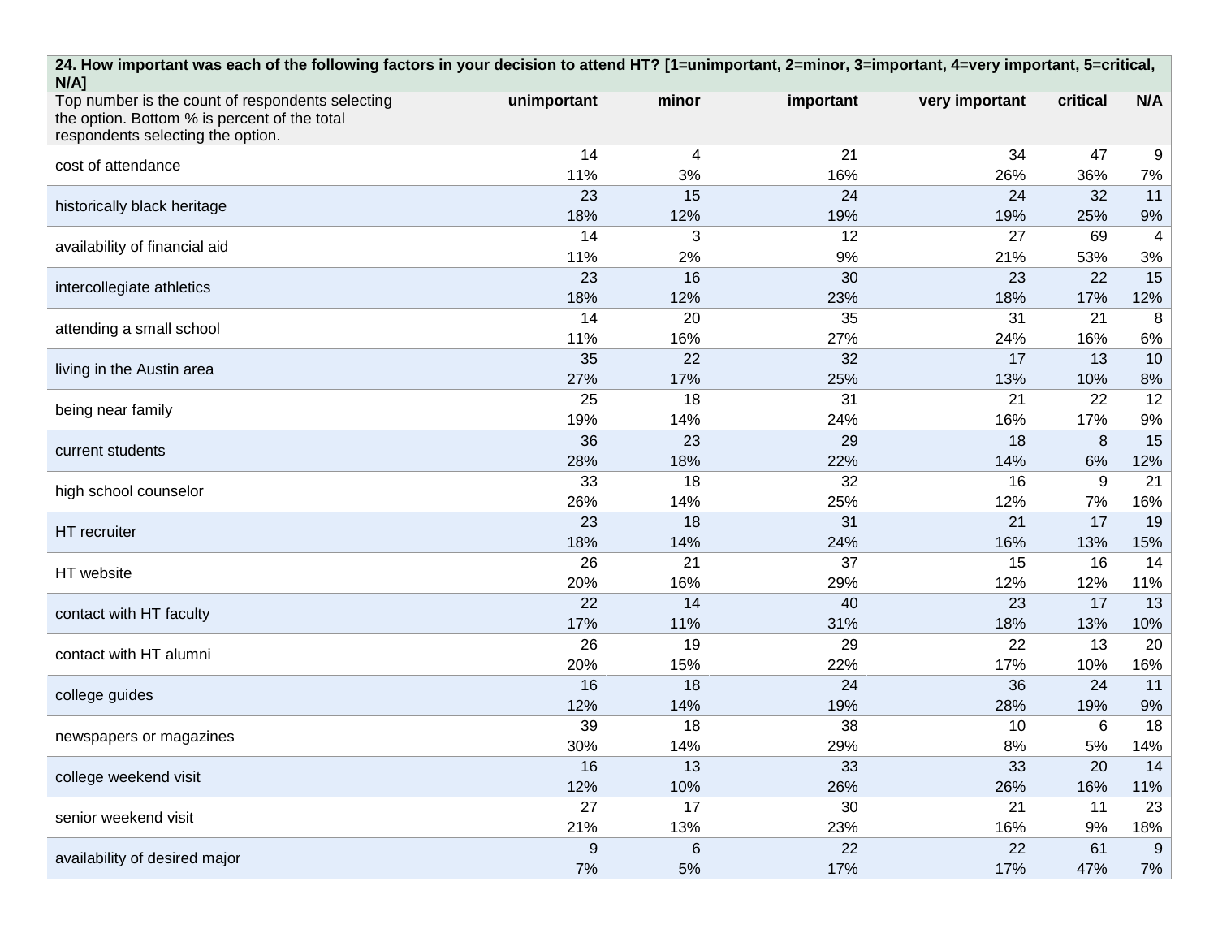**24. How important was each of the following factors in your decision to attend HT? [1=unimportant, 2=minor, 3=important, 4=very important, 5=critical, N/A]**

| Top number is the count of respondents selecting the option. Bottom % is percent of the total respondents selecting the option. | unimportant | minor | important | very important | critical | N/A |
|---|---|---|---|---|---|---|
| cost of attendance | 14<br>11% | 4<br>3% | 21<br>16% | 34<br>26% | 47<br>36% | 9<br>7% |
| historically black heritage | 23<br>18% | 15<br>12% | 24<br>19% | 24<br>19% | 32<br>25% | 11<br>9% |
| availability of financial aid | 14<br>11% | 3<br>2% | 12<br>9% | 27<br>21% | 69<br>53% | 4<br>3% |
| intercollegiate athletics | 23<br>18% | 16<br>12% | 30<br>23% | 23<br>18% | 22<br>17% | 15<br>12% |
| attending a small school | 14<br>11% | 20<br>16% | 35<br>27% | 31<br>24% | 21<br>16% | 8<br>6% |
| living in the Austin area | 35<br>27% | 22<br>17% | 32<br>25% | 17<br>13% | 13<br>10% | 10<br>8% |
| being near family | 25<br>19% | 18<br>14% | 31<br>24% | 21<br>16% | 22<br>17% | 12<br>9% |
| current students | 36<br>28% | 23<br>18% | 29<br>22% | 18<br>14% | 8<br>6% | 15<br>12% |
| high school counselor | 33<br>26% | 18<br>14% | 32<br>25% | 16<br>12% | 9<br>7% | 21<br>16% |
| HT recruiter | 23<br>18% | 18<br>14% | 31<br>24% | 21<br>16% | 17<br>13% | 19<br>15% |
| HT website | 26<br>20% | 21<br>16% | 37<br>29% | 15<br>12% | 16<br>12% | 14<br>11% |
| contact with HT faculty | 22<br>17% | 14<br>11% | 40<br>31% | 23<br>18% | 17<br>13% | 13<br>10% |
| contact with HT alumni | 26<br>20% | 19<br>15% | 29<br>22% | 22<br>17% | 13<br>10% | 20<br>16% |
| college guides | 16<br>12% | 18<br>14% | 24<br>19% | 36<br>28% | 24<br>19% | 11<br>9% |
| newspapers or magazines | 39<br>30% | 18<br>14% | 38<br>29% | 10<br>8% | 6<br>5% | 18<br>14% |
| college weekend visit | 16<br>12% | 13<br>10% | 33<br>26% | 33<br>26% | 20<br>16% | 14<br>11% |
| senior weekend visit | 27<br>21% | 17<br>13% | 30<br>23% | 21<br>16% | 11<br>9% | 23<br>18% |
| availability of desired major | 9<br>7% | 6<br>5% | 22<br>17% | 22<br>17% | 61<br>47% | 9<br>7% |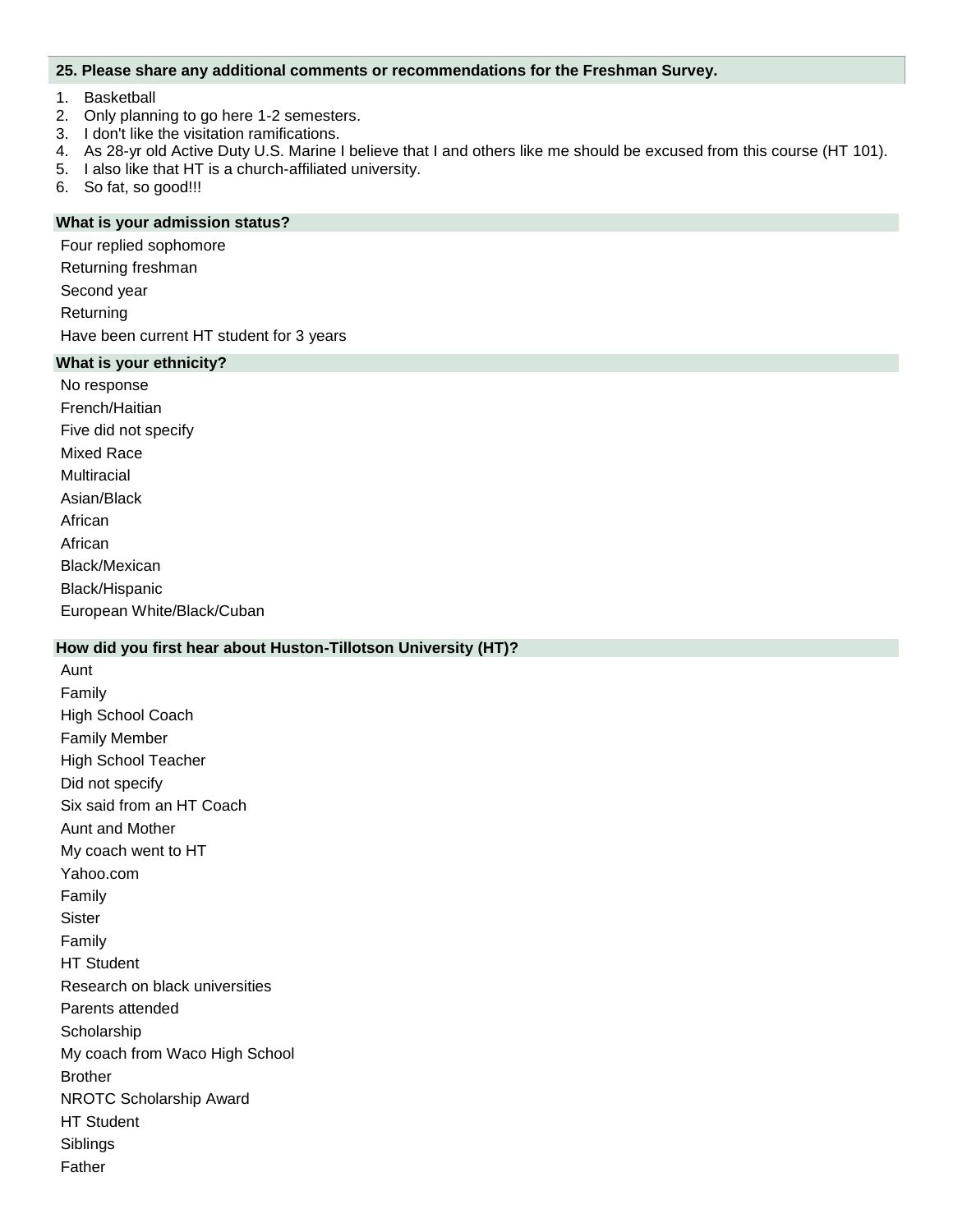**25. Please share any additional comments or recommendations for the Freshman Survey.**

1. Basketball
2. Only planning to go here 1-2 semesters.
3. I don't like the visitation ramifications.
4. As 28-yr old Active Duty U.S. Marine I believe that I and others like me should be excused from this course (HT 101).
5. I also like that HT is a church-affiliated university.
6. So fat, so good!!!

**What is your admission status?**

Four replied sophomore

Returning freshman

Second year

Returning

Have been current HT student for 3 years

**What is your ethnicity?**

No response

French/Haitian

Five did not specify

Mixed Race

Multiracial

Asian/Black

African

African

Black/Mexican

Black/Hispanic

European White/Black/Cuban

**How did you first hear about Huston-Tillotson University (HT)?**

Aunt

Family

High School Coach

Family Member

High School Teacher

Did not specify

Six said from an HT Coach

Aunt and Mother

My coach went to HT

Yahoo.com

Family

Sister

Family

HT Student

Research on black universities

Parents attended

Scholarship

My coach from Waco High School

Brother

NROTC Scholarship Award

HT Student

Siblings

Father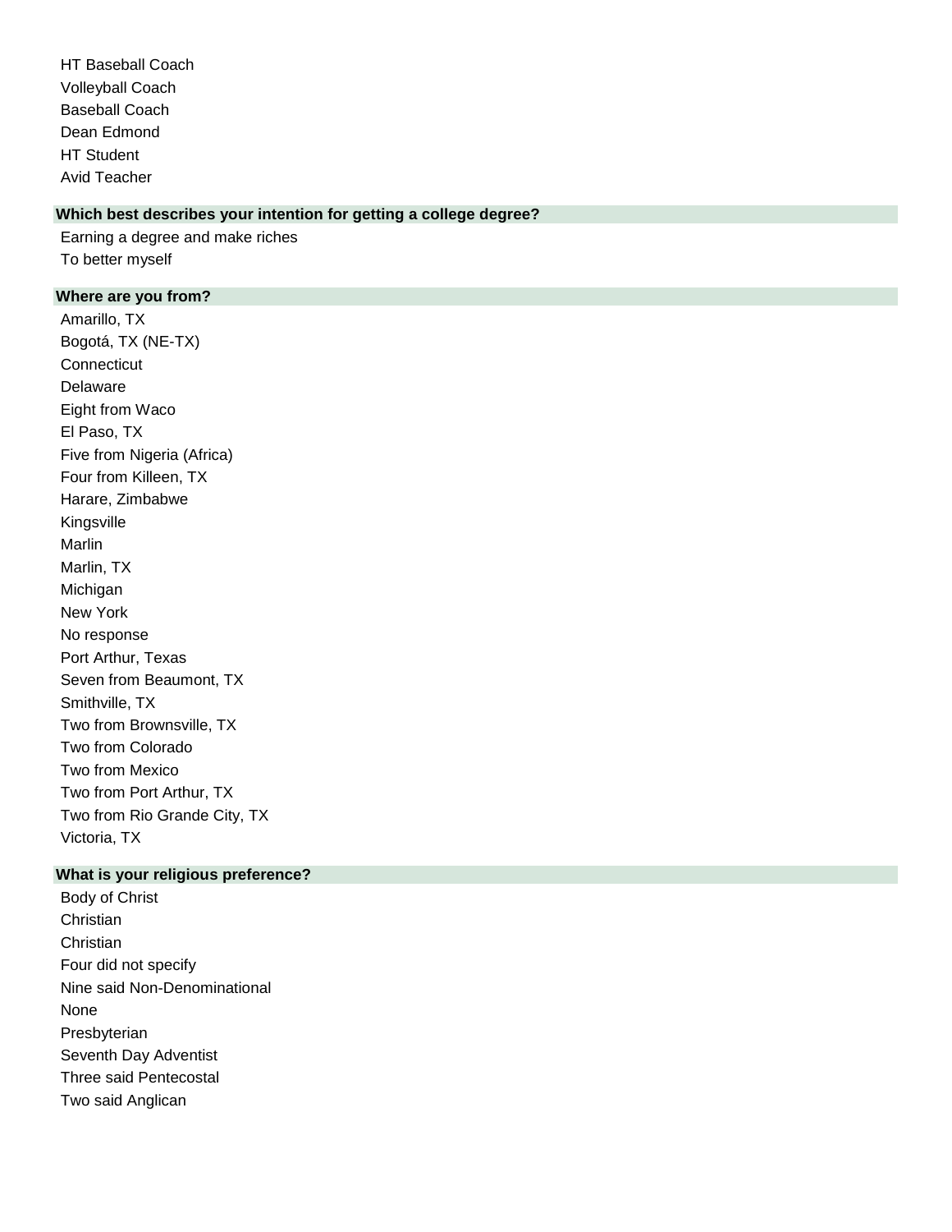HT Baseball Coach
Volleyball Coach
Baseball Coach
Dean Edmond
HT Student
Avid Teacher

**Which best describes your intention for getting a college degree?**

Earning a degree and make riches
To better myself

**Where are you from?**

Amarillo, TX
Bogotá, TX (NE-TX)
Connecticut
Delaware
Eight from Waco
El Paso, TX
Five from Nigeria (Africa)
Four from Killeen, TX
Harare, Zimbabwe
Kingsville
Marlin
Marlin, TX
Michigan
New York
No response
Port Arthur, Texas
Seven from Beaumont, TX
Smithville, TX
Two from Brownsville, TX
Two from Colorado
Two from Mexico
Two from Port Arthur, TX
Two from Rio Grande City, TX
Victoria, TX

**What is your religious preference?**

Body of Christ
Christian
Christian
Four did not specify
Nine said Non-Denominational
None
Presbyterian
Seventh Day Adventist
Three said Pentecostal
Two said Anglican